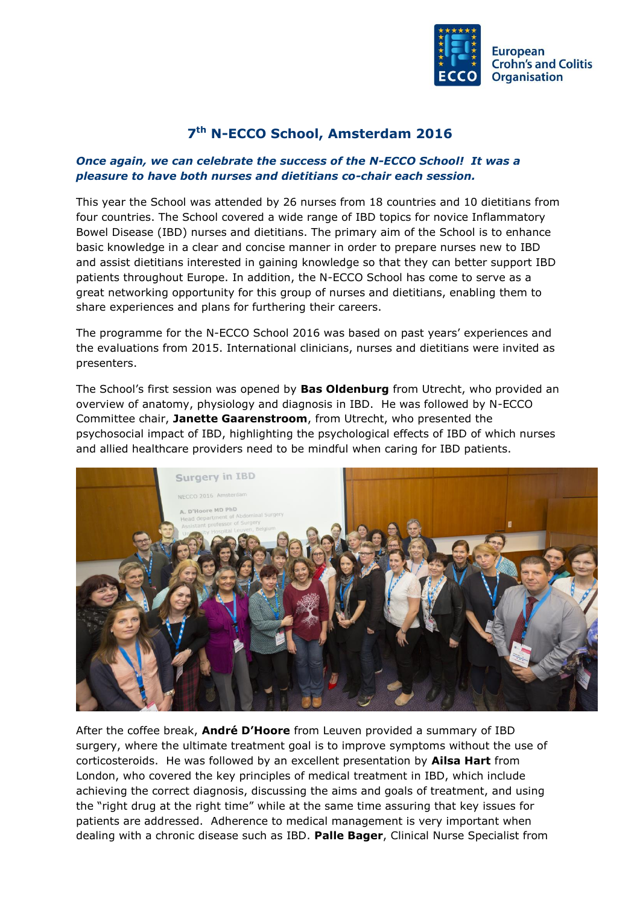European Crohn's and Colitis Organisation

# 7th N-ECCO School, Amsterdam 2016

***Once again, we can celebrate the success of the N-ECCO School! It was a pleasure to have both nurses and dietitians co-chair each session.***

This year the School was attended by 26 nurses from 18 countries and 10 dietitians from four countries. The School covered a wide range of IBD topics for novice Inflammatory Bowel Disease (IBD) nurses and dietitians. The primary aim of the School is to enhance basic knowledge in a clear and concise manner in order to prepare nurses new to IBD and assist dietitians interested in gaining knowledge so that they can better support IBD patients throughout Europe. In addition, the N-ECCO School has come to serve as a great networking opportunity for this group of nurses and dietitians, enabling them to share experiences and plans for furthering their careers.

The programme for the N-ECCO School 2016 was based on past years' experiences and the evaluations from 2015. International clinicians, nurses and dietitians were invited as presenters.

The School's first session was opened by **Bas Oldenburg** from Utrecht, who provided an overview of anatomy, physiology and diagnosis in IBD. He was followed by N-ECCO Committee chair, **Janette Gaarenstroom**, from Utrecht, who presented the psychosocial impact of IBD, highlighting the psychological effects of IBD of which nurses and allied healthcare providers need to be mindful when caring for IBD patients.

After the coffee break, **André D'Hoore** from Leuven provided a summary of IBD surgery, where the ultimate treatment goal is to improve symptoms without the use of corticosteroids. He was followed by an excellent presentation by **Ailsa Hart** from London, who covered the key principles of medical treatment in IBD, which include achieving the correct diagnosis, discussing the aims and goals of treatment, and using the "right drug at the right time" while at the same time assuring that key issues for patients are addressed. Adherence to medical management is very important when dealing with a chronic disease such as IBD. **Palle Bager**, Clinical Nurse Specialist from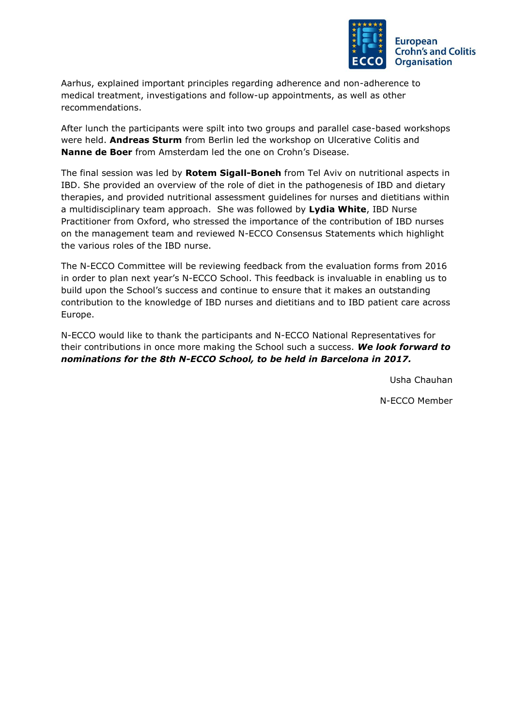Aarhus, explained important principles regarding adherence and non-adherence to medical treatment, investigations and follow-up appointments, as well as other recommendations.

After lunch the participants were spilt into two groups and parallel case-based workshops were held. **Andreas Sturm** from Berlin led the workshop on Ulcerative Colitis and **Nanne de Boer** from Amsterdam led the one on Crohn's Disease.

The final session was led by **Rotem Sigall-Boneh** from Tel Aviv on nutritional aspects in IBD. She provided an overview of the role of diet in the pathogenesis of IBD and dietary therapies, and provided nutritional assessment guidelines for nurses and dietitians within a multidisciplinary team approach. She was followed by **Lydia White**, IBD Nurse Practitioner from Oxford, who stressed the importance of the contribution of IBD nurses on the management team and reviewed N-ECCO Consensus Statements which highlight the various roles of the IBD nurse.

The N-ECCO Committee will be reviewing feedback from the evaluation forms from 2016 in order to plan next year's N-ECCO School. This feedback is invaluable in enabling us to build upon the School's success and continue to ensure that it makes an outstanding contribution to the knowledge of IBD nurses and dietitians and to IBD patient care across Europe.

N-ECCO would like to thank the participants and N-ECCO National Representatives for their contributions in once more making the School such a success. ***We look forward to nominations for the 8th N-ECCO School, to be held in Barcelona in 2017.***

Usha Chauhan

N-ECCO Member